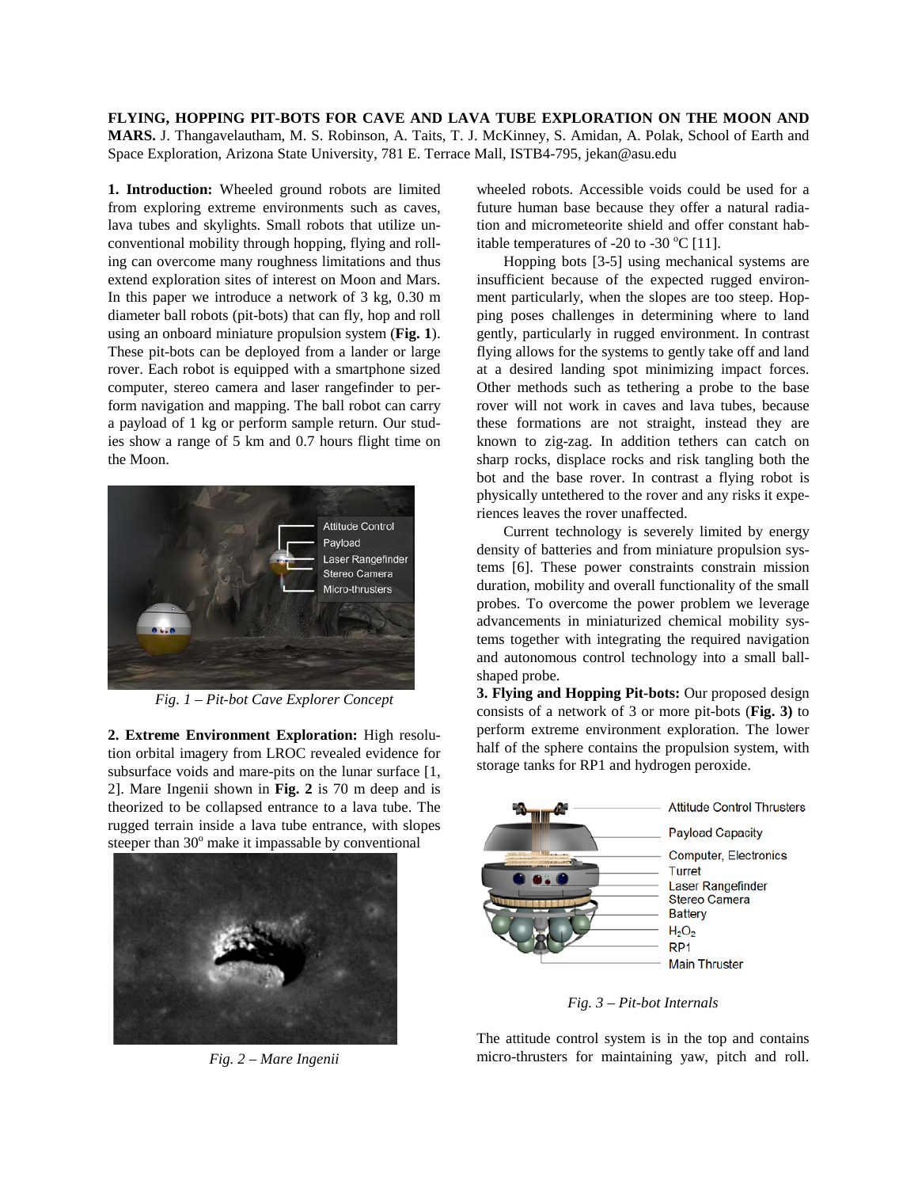**FLYING, HOPPING PIT-BOTS FOR CAVE AND LAVA TUBE EXPLORATION ON THE MOON AND MARS.** J. Thangavelautham, M. S. Robinson, A. Taits, T. J. McKinney, S. Amidan, A. Polak, School of Earth and Space Exploration, Arizona State University, 781 E. Terrace Mall, ISTB4-795, jekan@asu.edu

**1. Introduction:** Wheeled ground robots are limited from exploring extreme environments such as caves, lava tubes and skylights. Small robots that utilize unconventional mobility through hopping, flying and rolling can overcome many roughness limitations and thus extend exploration sites of interest on Moon and Mars. In this paper we introduce a network of 3 kg, 0.30 m diameter ball robots (pit-bots) that can fly, hop and roll using an onboard miniature propulsion system (**Fig. 1**). These pit-bots can be deployed from a lander or large rover. Each robot is equipped with a smartphone sized computer, stereo camera and laser rangefinder to perform navigation and mapping. The ball robot can carry a payload of 1 kg or perform sample return. Our studies show a range of 5 km and 0.7 hours flight time on the Moon.

Attitude Control
Payload
Laser Rangefinder
Stereo Camera
Micro-thrusters

*Fig. 1 – Pit-bot Cave Explorer Concept*

**2. Extreme Environment Exploration:** High resolution orbital imagery from LROC revealed evidence for subsurface voids and mare-pits on the lunar surface [1, 2]. Mare Ingenii shown in **Fig. 2** is 70 m deep and is theorized to be collapsed entrance to a lava tube. The rugged terrain inside a lava tube entrance, with slopes steeper than 30° make it impassable by conventional wheeled robots. Accessible voids could be used for a future human base because they offer a natural radiation and micrometeorite shield and offer constant habitable temperatures of -20 to -30 °C [11].

*Fig. 2 – Mare Ingenii*

Hopping bots [3-5] using mechanical systems are insufficient because of the expected rugged environment particularly, when the slopes are too steep. Hopping poses challenges in determining where to land gently, particularly in rugged environment. In contrast flying allows for the systems to gently take off and land at a desired landing spot minimizing impact forces. Other methods such as tethering a probe to the base rover will not work in caves and lava tubes, because these formations are not straight, instead they are known to zig-zag. In addition tethers can catch on sharp rocks, displace rocks and risk tangling both the bot and the base rover. In contrast a flying robot is physically untethered to the rover and any risks it experiences leaves the rover unaffected.

Current technology is severely limited by energy density of batteries and from miniature propulsion systems [6]. These power constraints constrain mission duration, mobility and overall functionality of the small probes. To overcome the power problem we leverage advancements in miniaturized chemical mobility systems together with integrating the required navigation and autonomous control technology into a small ball-shaped probe.

**3. Flying and Hopping Pit-bots:** Our proposed design consists of a network of 3 or more pit-bots (**Fig. 3)** to perform extreme environment exploration. The lower half of the sphere contains the propulsion system, with storage tanks for RP1 and hydrogen peroxide.

Attitude Control Thrusters
Payload Capacity
Computer, Electronics
Turret
Laser Rangefinder
Stereo Camera
Battery
$H_2O_2$
RP1
Main Thruster

*Fig. 3 – Pit-bot Internals*

The attitude control system is in the top and contains micro-thrusters for maintaining yaw, pitch and roll.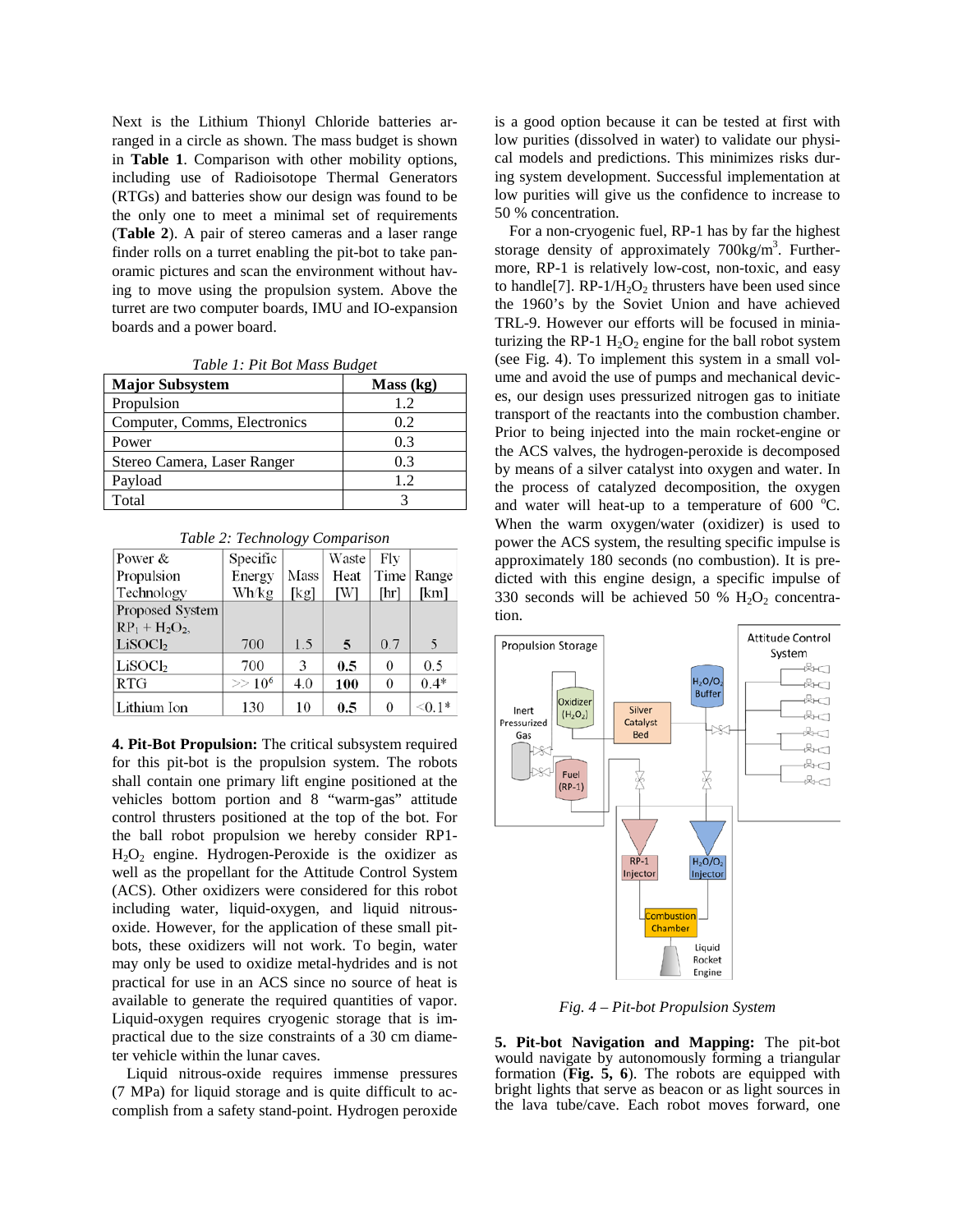Next is the Lithium Thionyl Chloride batteries arranged in a circle as shown. The mass budget is shown in **Table 1**. Comparison with other mobility options, including use of Radioisotope Thermal Generators (RTGs) and batteries show our design was found to be the only one to meet a minimal set of requirements (**Table 2**). A pair of stereo cameras and a laser range finder rolls on a turret enabling the pit-bot to take panoramic pictures and scan the environment without having to move using the propulsion system. Above the turret are two computer boards, IMU and IO-expansion boards and a power board.

*Table 1: Pit Bot Mass Budget*

| **Major Subsystem** | **Mass (kg)** |
|---|---|
| Propulsion | 1.2 |
| Computer, Comms, Electronics | 0.2 |
| Power | 0.3 |
| Stereo Camera, Laser Ranger | 0.3 |
| Payload | 1.2 |
| Total | 3 |

*Table 2: Technology Comparison*

| Power & Propulsion Technology | Specific Energy Wh/kg | Mass [kg] | Waste Heat [W] | Fly Time [hr] | Range [km] |
|---|---|---|---|---|---|
| Proposed System $RP_1 + H_2O_2$, $LiSOCl_2$ | 700 | 1.5 | 5 | 0.7 | 5 |
| $LiSOCl_2$ | 700 | 3 | 0.5 | 0 | 0.5 |
| RTG | $>> 10^6$ | 4.0 | 100 | 0 | 0.4* |
| Lithium Ion | 130 | 10 | 0.5 | 0 | <0.1* |

**4. Pit-Bot Propulsion:** The critical subsystem required for this pit-bot is the propulsion system. The robots shall contain one primary lift engine positioned at the vehicles bottom portion and 8 "warm-gas" attitude control thrusters positioned at the top of the bot. For the ball robot propulsion we hereby consider RP1-$H_2O_2$ engine. Hydrogen-Peroxide is the oxidizer as well as the propellant for the Attitude Control System (ACS). Other oxidizers were considered for this robot including water, liquid-oxygen, and liquid nitrous-oxide. However, for the application of these small pit-bots, these oxidizers will not work. To begin, water may only be used to oxidize metal-hydrides and is not practical for use in an ACS since no source of heat is available to generate the required quantities of vapor. Liquid-oxygen requires cryogenic storage that is impractical due to the size constraints of a 30 cm diameter vehicle within the lunar caves.

Liquid nitrous-oxide requires immense pressures (7 MPa) for liquid storage and is quite difficult to accomplish from a safety stand-point. Hydrogen peroxide is a good option because it can be tested at first with low purities (dissolved in water) to validate our physical models and predictions. This minimizes risks during system development. Successful implementation at low purities will give us the confidence to increase to 50 % concentration.

For a non-cryogenic fuel, RP-1 has by far the highest storage density of approximately 700kg/m$^3$. Furthermore, RP-1 is relatively low-cost, non-toxic, and easy to handle[7]. RP-1/$H_2O_2$ thrusters have been used since the 1960's by the Soviet Union and have achieved TRL-9. However our efforts will be focused in miniaturizing the RP-1 $H_2O_2$ engine for the ball robot system (see Fig. 4). To implement this system in a small volume and avoid the use of pumps and mechanical devices, our design uses pressurized nitrogen gas to initiate transport of the reactants into the combustion chamber. Prior to being injected into the main rocket-engine or the ACS valves, the hydrogen-peroxide is decomposed by means of a silver catalyst into oxygen and water. In the process of catalyzed decomposition, the oxygen and water will heat-up to a temperature of 600 $^oC$. When the warm oxygen/water (oxidizer) is used to power the ACS system, the resulting specific impulse is approximately 180 seconds (no combustion). It is predicted with this engine design, a specific impulse of 330 seconds will be achieved 50 % $H_2O_2$ concentration.

Propulsion Storage
Attitude Control System
Inert Pressurized Gas
Oxidizer ($H_2O_2$)
Fuel (RP-1)
Silver Catalyst Bed
$H_2O/O_2$ Buffer
RP-1 Injector
$H_2O/O_2$ Injector
Combustion Chamber
Liquid Rocket Engine

*Fig. 4 – Pit-bot Propulsion System*

**5. Pit-bot Navigation and Mapping:** The pit-bot would navigate by autonomously forming a triangular formation (**Fig. 5, 6**). The robots are equipped with bright lights that serve as beacon or as light sources in the lava tube/cave. Each robot moves forward, one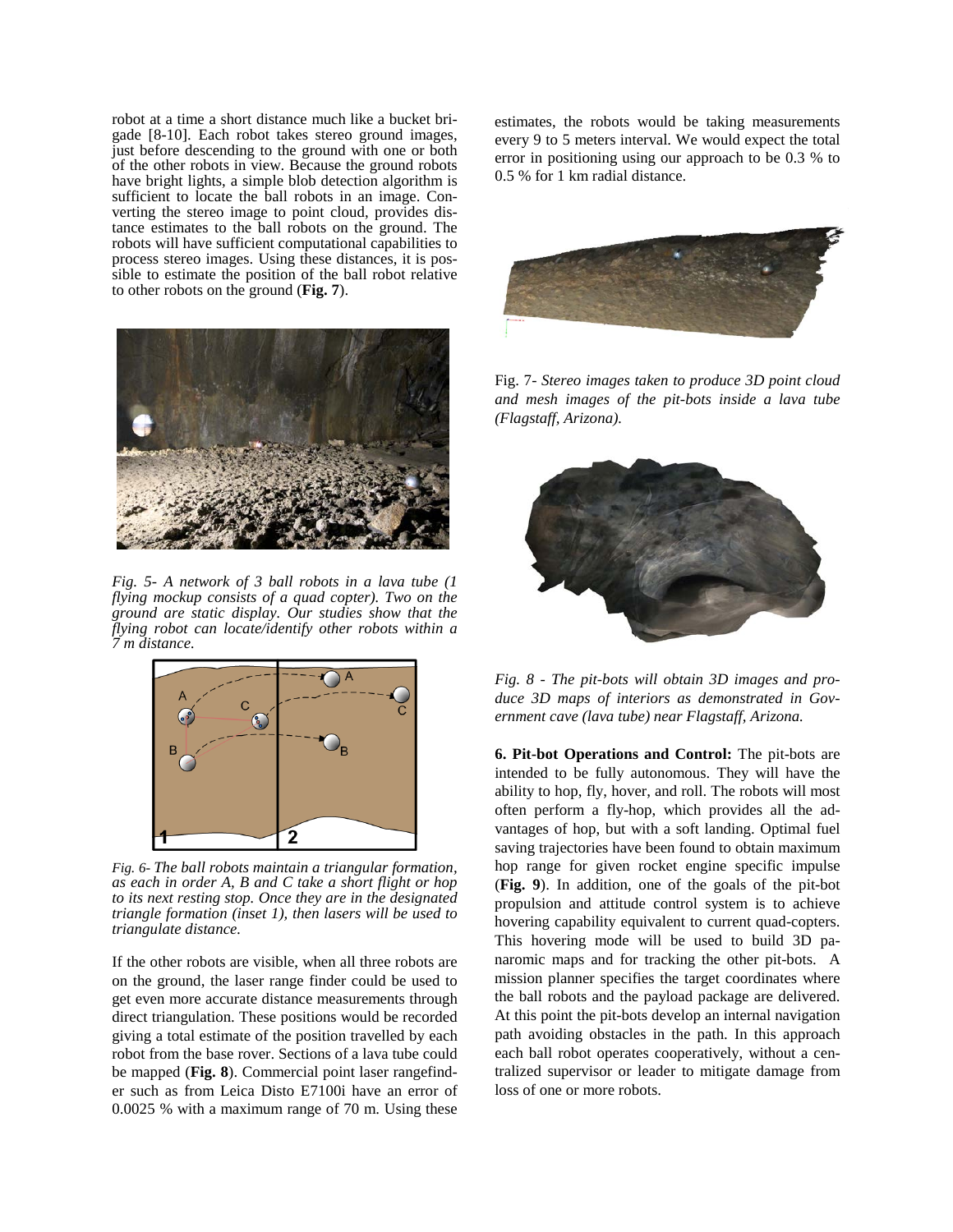robot at a time a short distance much like a bucket brigade [8-10]. Each robot takes stereo ground images, just before descending to the ground with one or both of the other robots in view. Because the ground robots have bright lights, a simple blob detection algorithm is sufficient to locate the ball robots in an image. Converting the stereo image to point cloud, provides distance estimates to the ball robots on the ground. The robots will have sufficient computational capabilities to process stereo images. Using these distances, it is possible to estimate the position of the ball robot relative to other robots on the ground (**Fig. 7**).

*Fig. 5- A network of 3 ball robots in a lava tube (1 flying mockup consists of a quad copter). Two on the ground are static display. Our studies show that the flying robot can locate/identify other robots within a 7 m distance.*

A
C
B
A
C
B
1
2

*Fig. 6- The ball robots maintain a triangular formation, as each in order A, B and C take a short flight or hop to its next resting stop. Once they are in the designated triangle formation (inset 1), then lasers will be used to triangulate distance.*

If the other robots are visible, when all three robots are on the ground, the laser range finder could be used to get even more accurate distance measurements through direct triangulation. These positions would be recorded giving a total estimate of the position travelled by each robot from the base rover. Sections of a lava tube could be mapped (**Fig. 8**). Commercial point laser rangefinder such as from Leica Disto E7100i have an error of 0.0025 % with a maximum range of 70 m. Using these estimates, the robots would be taking measurements every 9 to 5 meters interval. We would expect the total error in positioning using our approach to be 0.3 % to 0.5 % for 1 km radial distance.

Fig. 7- *Stereo images taken to produce 3D point cloud and mesh images of the pit-bots inside a lava tube (Flagstaff, Arizona).*

*Fig. 8 - The pit-bots will obtain 3D images and produce 3D maps of interiors as demonstrated in Government cave (lava tube) near Flagstaff, Arizona.*

**6. Pit-bot Operations and Control:** The pit-bots are intended to be fully autonomous. They will have the ability to hop, fly, hover, and roll. The robots will most often perform a fly-hop, which provides all the advantages of hop, but with a soft landing. Optimal fuel saving trajectories have been found to obtain maximum hop range for given rocket engine specific impulse (**Fig. 9**). In addition, one of the goals of the pit-bot propulsion and attitude control system is to achieve hovering capability equivalent to current quad-copters. This hovering mode will be used to build 3D panaromic maps and for tracking the other pit-bots. A mission planner specifies the target coordinates where the ball robots and the payload package are delivered. At this point the pit-bots develop an internal navigation path avoiding obstacles in the path. In this approach each ball robot operates cooperatively, without a centralized supervisor or leader to mitigate damage from loss of one or more robots.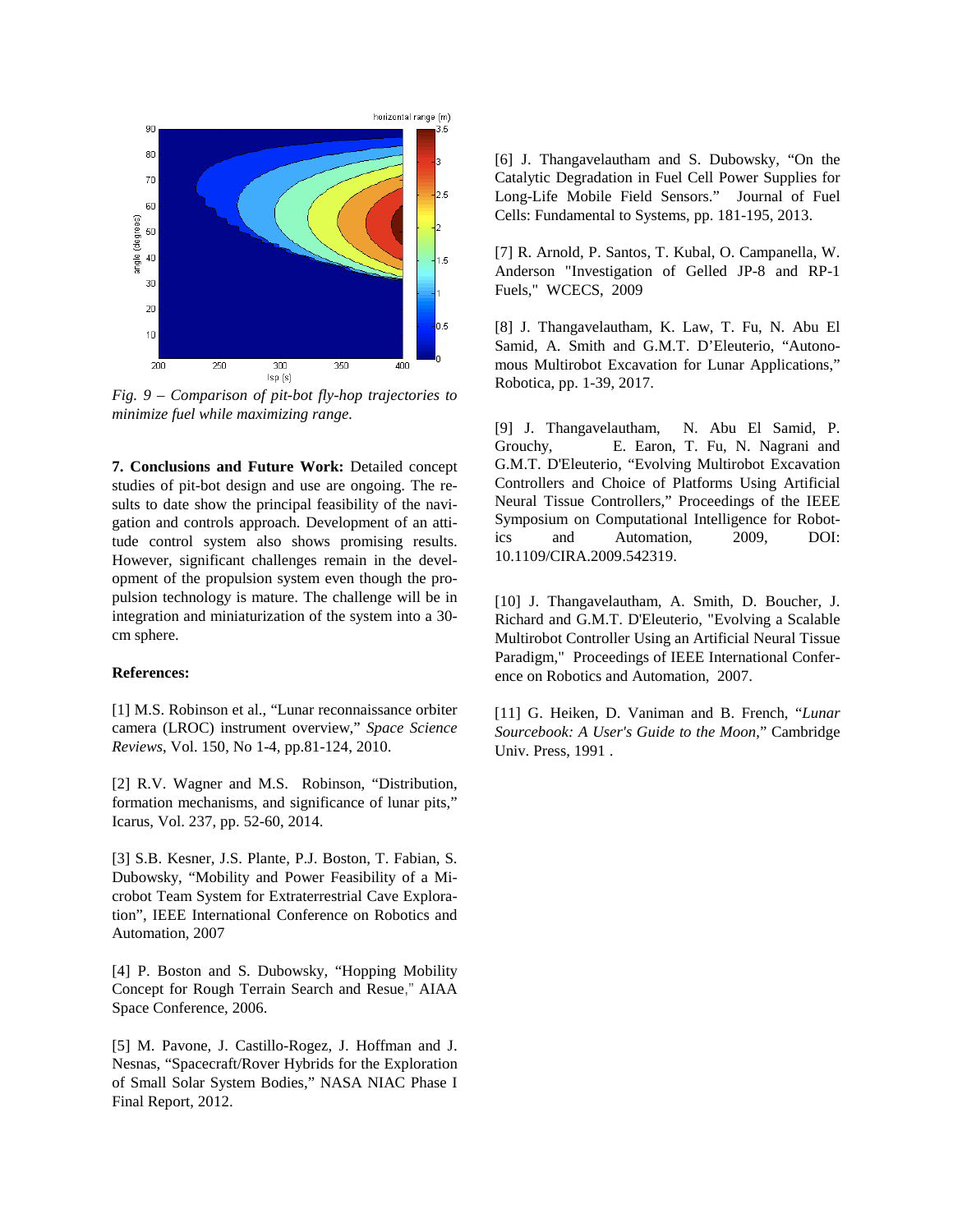horizontal range (m)

90
80
70
60
50
40
30
20
10

angle (degrees)

200 250 300 350 400

Isp (s)

3.5
3
2.5
2
1.5
1
0.5
0

*Fig. 9 – Comparison of pit-bot fly-hop trajectories to minimize fuel while maximizing range.*

**7. Conclusions and Future Work:** Detailed concept studies of pit-bot design and use are ongoing. The results to date show the principal feasibility of the navigation and controls approach. Development of an attitude control system also shows promising results. However, significant challenges remain in the development of the propulsion system even though the propulsion technology is mature. The challenge will be in integration and miniaturization of the system into a 30-cm sphere.

**References:**

[1] M.S. Robinson et al., "Lunar reconnaissance orbiter camera (LROC) instrument overview," *Space Science Reviews*, Vol. 150, No 1-4, pp.81-124, 2010.

[2] R.V. Wagner and M.S. Robinson, "Distribution, formation mechanisms, and significance of lunar pits," Icarus, Vol. 237, pp. 52-60, 2014.

[3] S.B. Kesner, J.S. Plante, P.J. Boston, T. Fabian, S. Dubowsky, "Mobility and Power Feasibility of a Microbot Team System for Extraterrestrial Cave Exploration", IEEE International Conference on Robotics and Automation, 2007

[4] P. Boston and S. Dubowsky, "Hopping Mobility Concept for Rough Terrain Search and Resue," AIAA Space Conference, 2006.

[5] M. Pavone, J. Castillo-Rogez, J. Hoffman and J. Nesnas, "Spacecraft/Rover Hybrids for the Exploration of Small Solar System Bodies," NASA NIAC Phase I Final Report, 2012.

[6] J. Thangavelautham and S. Dubowsky, "On the Catalytic Degradation in Fuel Cell Power Supplies for Long-Life Mobile Field Sensors." Journal of Fuel Cells: Fundamental to Systems, pp. 181-195, 2013.

[7] R. Arnold, P. Santos, T. Kubal, O. Campanella, W. Anderson "Investigation of Gelled JP-8 and RP-1 Fuels," WCECS, 2009

[8] J. Thangavelautham, K. Law, T. Fu, N. Abu El Samid, A. Smith and G.M.T. D'Eleuterio, "Autonomous Multirobot Excavation for Lunar Applications," Robotica, pp. 1-39, 2017.

[9] J. Thangavelautham, N. Abu El Samid, P. Grouchy, E. Earon, T. Fu, N. Nagrani and G.M.T. D'Eleuterio, "Evolving Multirobot Excavation Controllers and Choice of Platforms Using Artificial Neural Tissue Controllers," Proceedings of the IEEE Symposium on Computational Intelligence for Robotics and Automation, 2009, DOI: 10.1109/CIRA.2009.542319.

[10] J. Thangavelautham, A. Smith, D. Boucher, J. Richard and G.M.T. D'Eleuterio, "Evolving a Scalable Multirobot Controller Using an Artificial Neural Tissue Paradigm," Proceedings of IEEE International Conference on Robotics and Automation, 2007.

[11] G. Heiken, D. Vaniman and B. French, "*Lunar Sourcebook: A User's Guide to the Moon*," Cambridge Univ. Press, 1991 .